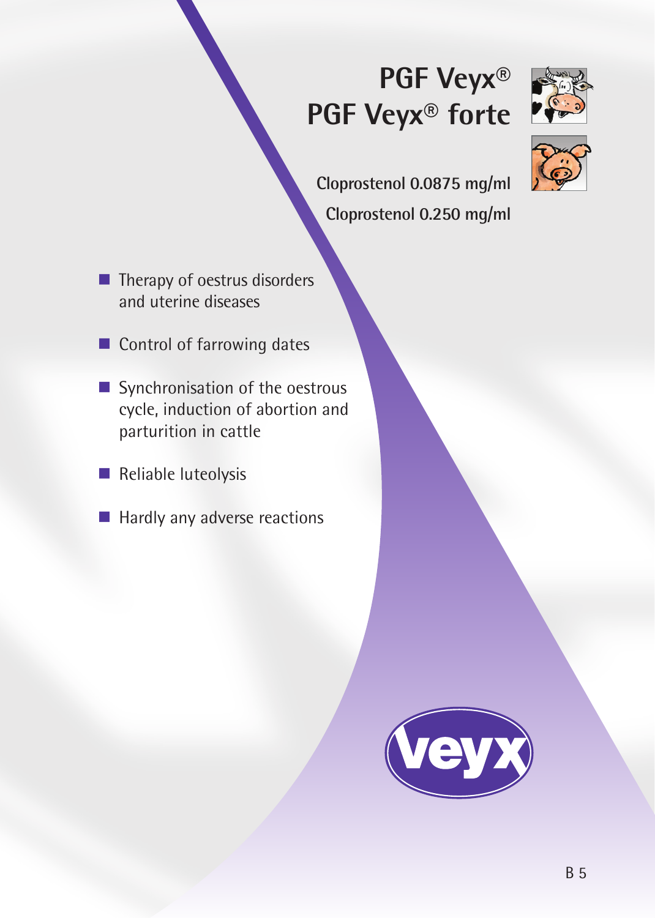# PGF Veyx®
# PGF Veyx® forte

**Cloprostenol 0.0875 mg/ml**

**Cloprostenol 0.250 mg/ml**

- Therapy of oestrus disorders and uterine diseases
- Control of farrowing dates
- Synchronisation of the oestrous cycle, induction of abortion and parturition in cattle
- Reliable luteolysis
- Hardly any adverse reactions

veyx

B 5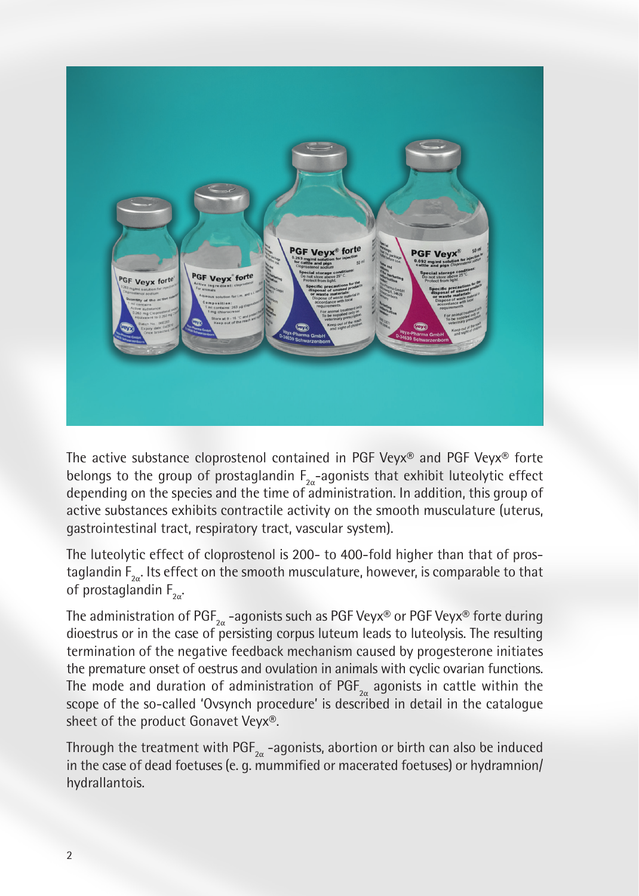The active substance cloprostenol contained in PGF Veyx® and PGF Veyx® forte belongs to the group of prostaglandin $F_{2\alpha}$-agonists that exhibit luteolytic effect depending on the species and the time of administration. In addition, this group of active substances exhibits contractile activity on the smooth musculature (uterus, gastrointestinal tract, respiratory tract, vascular system).

The luteolytic effect of cloprostenol is 200- to 400-fold higher than that of prostaglandin $F_{2\alpha}$. Its effect on the smooth musculature, however, is comparable to that of prostaglandin $F_{2\alpha}$.

The administration of $PGF_{2\alpha}$ -agonists such as PGF Veyx® or PGF Veyx® forte during dioestrus or in the case of persisting corpus luteum leads to luteolysis. The resulting termination of the negative feedback mechanism caused by progesterone initiates the premature onset of oestrus and ovulation in animals with cyclic ovarian functions. The mode and duration of administration of $PGF_{2\alpha}$ agonists in cattle within the scope of the so-called 'Ovsynch procedure' is described in detail in the catalogue sheet of the product Gonavet Veyx®.

Through the treatment with $PGF_{2\alpha}$ -agonists, abortion or birth can also be induced in the case of dead foetuses (e. g. mummified or macerated foetuses) or hydramnion/hydrallantois.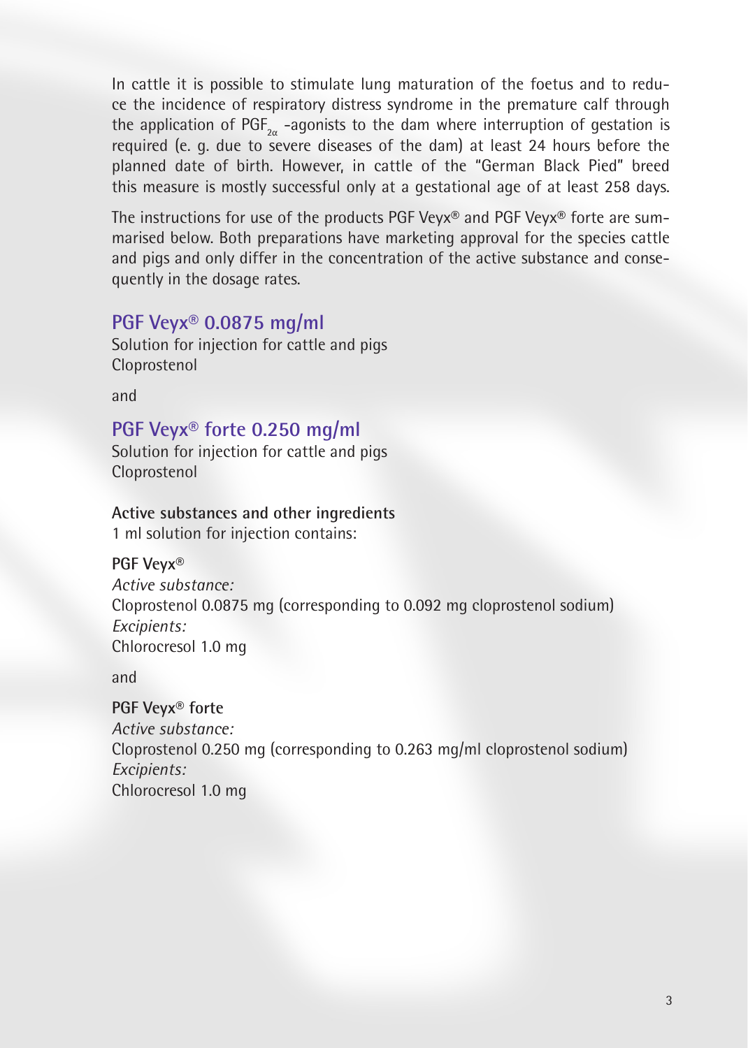In cattle it is possible to stimulate lung maturation of the foetus and to reduce the incidence of respiratory distress syndrome in the premature calf through the application of $PGF_{2\alpha}$ -agonists to the dam where interruption of gestation is required (e. g. due to severe diseases of the dam) at least 24 hours before the planned date of birth. However, in cattle of the "German Black Pied" breed this measure is mostly successful only at a gestational age of at least 258 days.

The instructions for use of the products PGF Veyx® and PGF Veyx® forte are summarised below. Both preparations have marketing approval for the species cattle and pigs and only differ in the concentration of the active substance and consequently in the dosage rates.

## PGF Veyx® 0.0875 mg/ml

Solution for injection for cattle and pigs
Cloprostenol

and

## PGF Veyx® forte 0.250 mg/ml

Solution for injection for cattle and pigs
Cloprostenol

**Active substances and other ingredients**
1 ml solution for injection contains:

**PGF Veyx®**
*Active substance:*
Cloprostenol 0.0875 mg (corresponding to 0.092 mg cloprostenol sodium)
*Excipients:*
Chlorocresol 1.0 mg

and

**PGF Veyx® forte**
*Active substance:*
Cloprostenol 0.250 mg (corresponding to 0.263 mg/ml cloprostenol sodium)
*Excipients:*
Chlorocresol 1.0 mg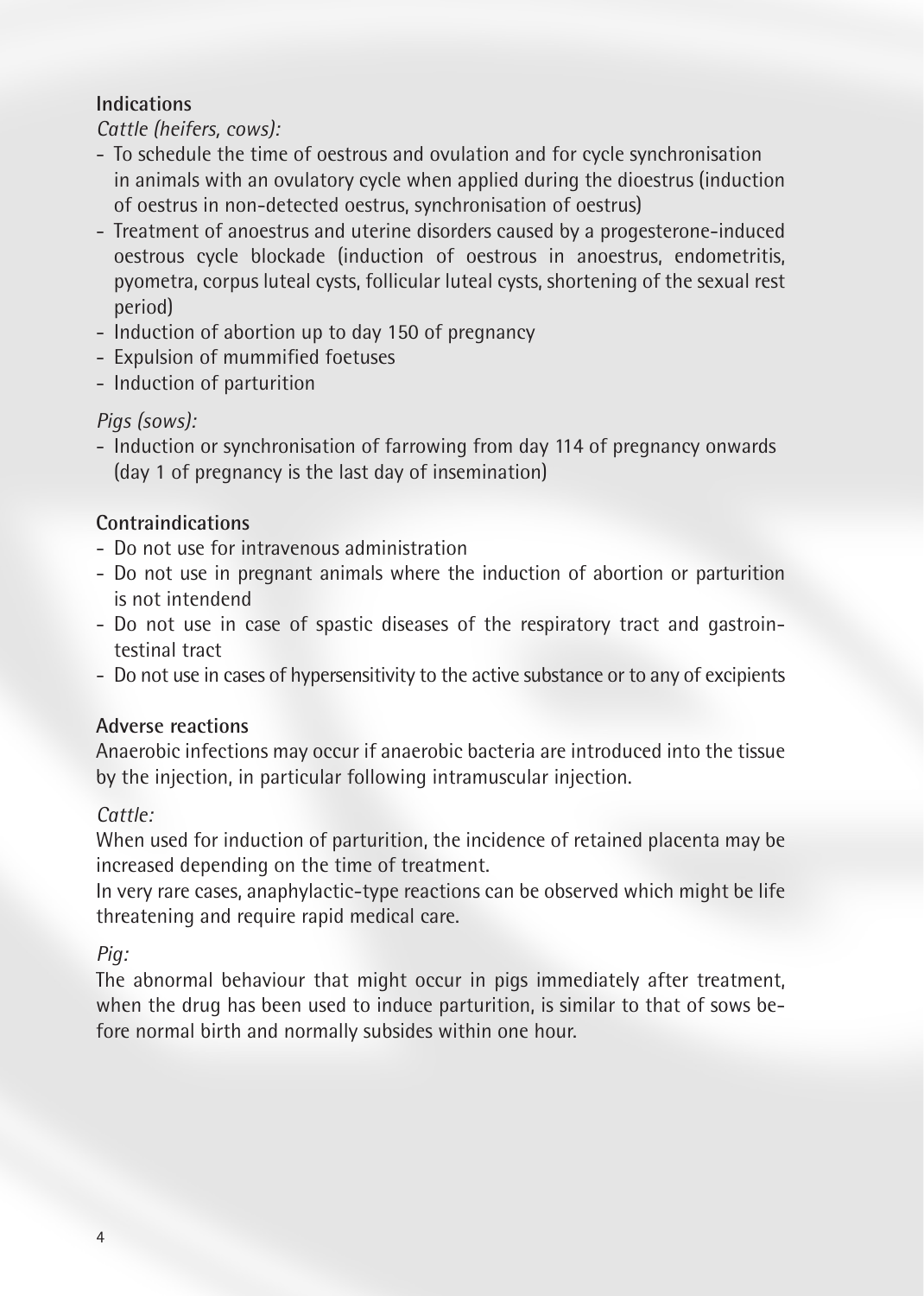## Indications

*Cattle (heifers, cows):*

- To schedule the time of oestrous and ovulation and for cycle synchronisation in animals with an ovulatory cycle when applied during the dioestrus (induction of oestrus in non-detected oestrus, synchronisation of oestrus)
- Treatment of anoestrus and uterine disorders caused by a progesterone-induced oestrous cycle blockade (induction of oestrous in anoestrus, endometritis, pyometra, corpus luteal cysts, follicular luteal cysts, shortening of the sexual rest period)
- Induction of abortion up to day 150 of pregnancy
- Expulsion of mummified foetuses
- Induction of parturition

*Pigs (sows):*

- Induction or synchronisation of farrowing from day 114 of pregnancy onwards (day 1 of pregnancy is the last day of insemination)

## Contraindications

- Do not use for intravenous administration
- Do not use in pregnant animals where the induction of abortion or parturition is not intendend
- Do not use in case of spastic diseases of the respiratory tract and gastrointestinal tract
- Do not use in cases of hypersensitivity to the active substance or to any of excipients

## Adverse reactions

Anaerobic infections may occur if anaerobic bacteria are introduced into the tissue by the injection, in particular following intramuscular injection.

*Cattle:*

When used for induction of parturition, the incidence of retained placenta may be increased depending on the time of treatment.

In very rare cases, anaphylactic-type reactions can be observed which might be life threatening and require rapid medical care.

*Pig:*

The abnormal behaviour that might occur in pigs immediately after treatment, when the drug has been used to induce parturition, is similar to that of sows before normal birth and normally subsides within one hour.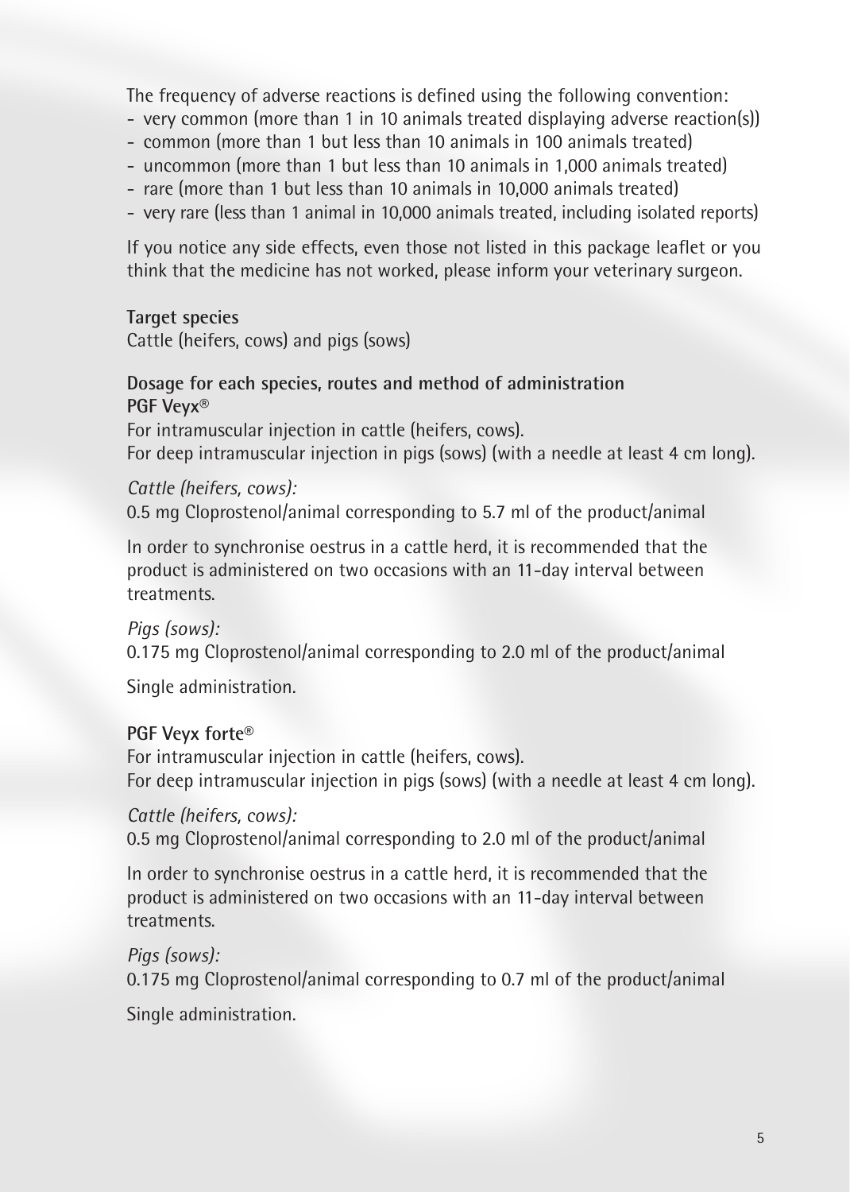The frequency of adverse reactions is defined using the following convention:

- very common (more than 1 in 10 animals treated displaying adverse reaction(s))
- common (more than 1 but less than 10 animals in 100 animals treated)
- uncommon (more than 1 but less than 10 animals in 1,000 animals treated)
- rare (more than 1 but less than 10 animals in 10,000 animals treated)
- very rare (less than 1 animal in 10,000 animals treated, including isolated reports)

If you notice any side effects, even those not listed in this package leaflet or you think that the medicine has not worked, please inform your veterinary surgeon.

**Target species**

Cattle (heifers, cows) and pigs (sows)

**Dosage for each species, routes and method of administration**

**PGF Veyx®**

For intramuscular injection in cattle (heifers, cows).
For deep intramuscular injection in pigs (sows) (with a needle at least 4 cm long).

*Cattle (heifers, cows):*

0.5 mg Cloprostenol/animal corresponding to 5.7 ml of the product/animal

In order to synchronise oestrus in a cattle herd, it is recommended that the product is administered on two occasions with an 11-day interval between treatments.

*Pigs (sows):*

0.175 mg Cloprostenol/animal corresponding to 2.0 ml of the product/animal

Single administration.

**PGF Veyx forte®**

For intramuscular injection in cattle (heifers, cows).
For deep intramuscular injection in pigs (sows) (with a needle at least 4 cm long).

*Cattle (heifers, cows):*

0.5 mg Cloprostenol/animal corresponding to 2.0 ml of the product/animal

In order to synchronise oestrus in a cattle herd, it is recommended that the product is administered on two occasions with an 11-day interval between treatments.

*Pigs (sows):*

0.175 mg Cloprostenol/animal corresponding to 0.7 ml of the product/animal

Single administration.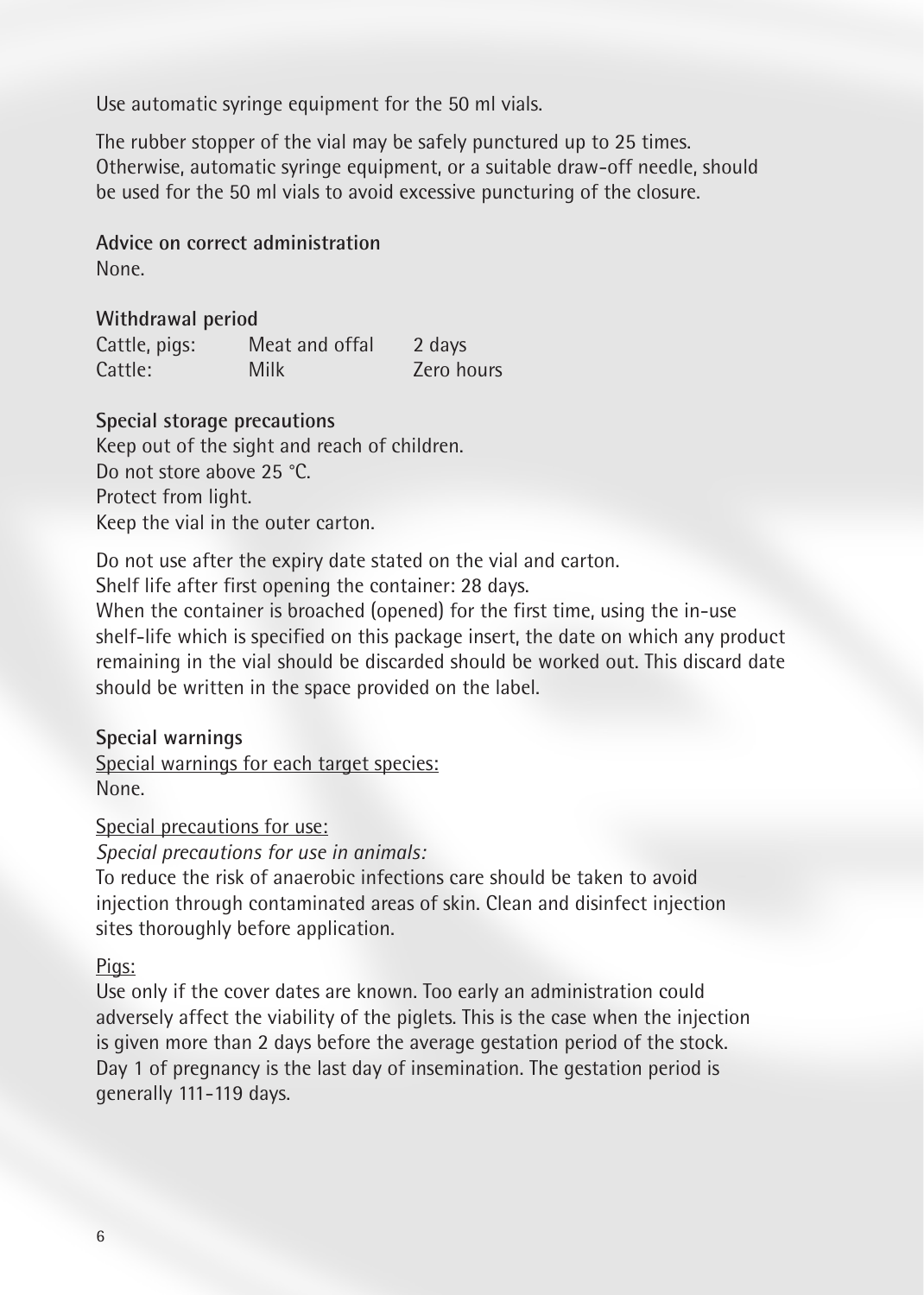Use automatic syringe equipment for the 50 ml vials.

The rubber stopper of the vial may be safely punctured up to 25 times. Otherwise, automatic syringe equipment, or a suitable draw-off needle, should be used for the 50 ml vials to avoid excessive puncturing of the closure.

**Advice on correct administration**
None.

**Withdrawal period**

| | | |
|---|---|---|
| Cattle, pigs: | Meat and offal | 2 days |
| Cattle: | Milk | Zero hours |

**Special storage precautions**
Keep out of the sight and reach of children.
Do not store above 25 °C.
Protect from light.
Keep the vial in the outer carton.

Do not use after the expiry date stated on the vial and carton.
Shelf life after first opening the container: 28 days.
When the container is broached (opened) for the first time, using the in-use shelf-life which is specified on this package insert, the date on which any product remaining in the vial should be discarded should be worked out. This discard date should be written in the space provided on the label.

**Special warnings**

Special warnings for each target species:
None.

Special precautions for use:
*Special precautions for use in animals:*
To reduce the risk of anaerobic infections care should be taken to avoid injection through contaminated areas of skin. Clean and disinfect injection sites thoroughly before application.

Pigs:
Use only if the cover dates are known. Too early an administration could adversely affect the viability of the piglets. This is the case when the injection is given more than 2 days before the average gestation period of the stock. Day 1 of pregnancy is the last day of insemination. The gestation period is generally 111-119 days.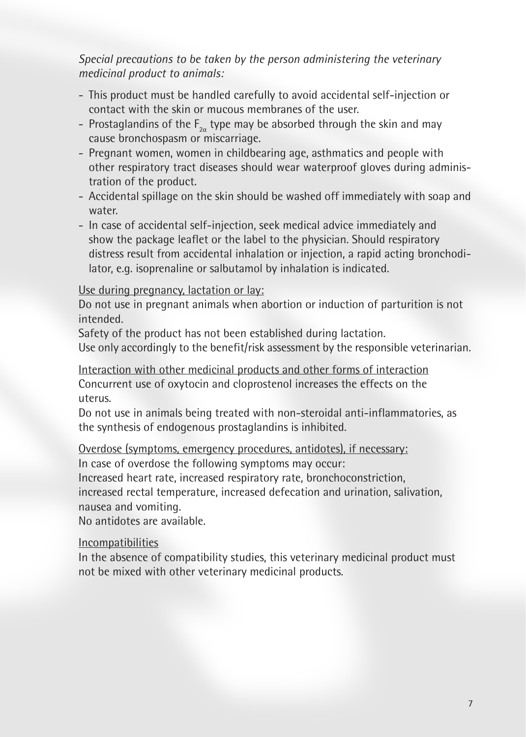*Special precautions to be taken by the person administering the veterinary medicinal product to animals:*

- This product must be handled carefully to avoid accidental self-injection or contact with the skin or mucous membranes of the user.
- Prostaglandins of the $F_{2\alpha}$ type may be absorbed through the skin and may cause bronchospasm or miscarriage.
- Pregnant women, women in childbearing age, asthmatics and people with other respiratory tract diseases should wear waterproof gloves during administration of the product.
- Accidental spillage on the skin should be washed off immediately with soap and water.
- In case of accidental self-injection, seek medical advice immediately and show the package leaflet or the label to the physician. Should respiratory distress result from accidental inhalation or injection, a rapid acting bronchodilator, e.g. isoprenaline or salbutamol by inhalation is indicated.

Use during pregnancy, lactation or lay:

Do not use in pregnant animals when abortion or induction of parturition is not intended.

Safety of the product has not been established during lactation.

Use only accordingly to the benefit/risk assessment by the responsible veterinarian.

Interaction with other medicinal products and other forms of interaction

Concurrent use of oxytocin and cloprostenol increases the effects on the uterus.

Do not use in animals being treated with non-steroidal anti-inflammatories, as the synthesis of endogenous prostaglandins is inhibited.

Overdose (symptoms, emergency procedures, antidotes), if necessary:

In case of overdose the following symptoms may occur:

Increased heart rate, increased respiratory rate, bronchoconstriction, increased rectal temperature, increased defecation and urination, salivation, nausea and vomiting.

No antidotes are available.

Incompatibilities

In the absence of compatibility studies, this veterinary medicinal product must not be mixed with other veterinary medicinal products.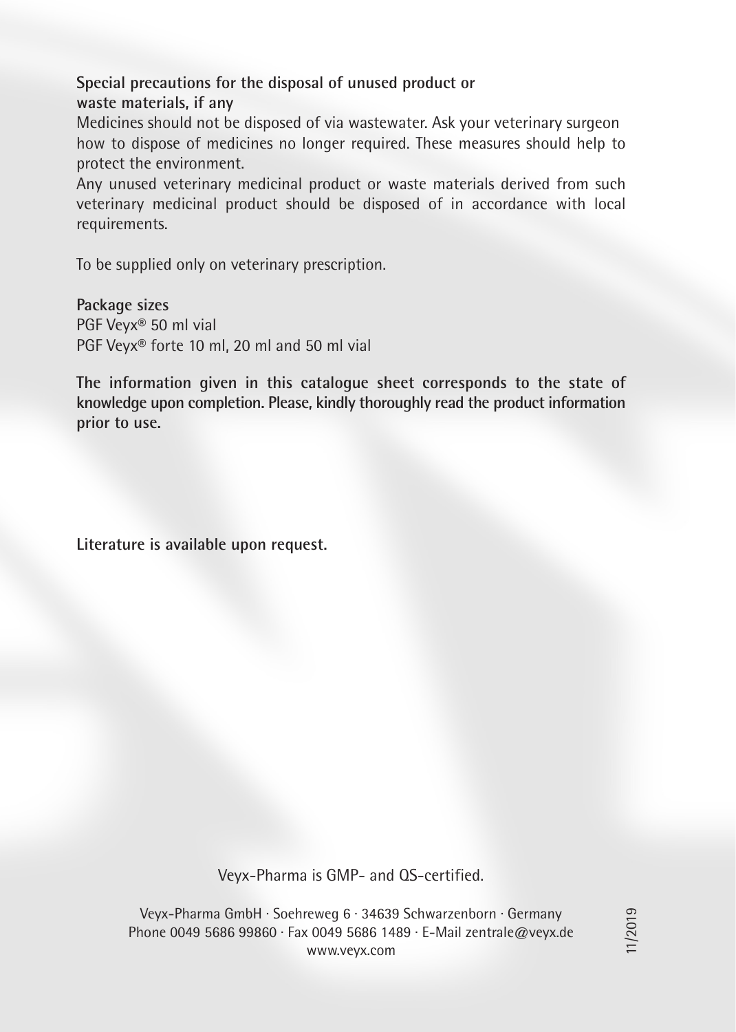**Special precautions for the disposal of unused product or waste materials, if any**

Medicines should not be disposed of via wastewater. Ask your veterinary surgeon how to dispose of medicines no longer required. These measures should help to protect the environment.

Any unused veterinary medicinal product or waste materials derived from such veterinary medicinal product should be disposed of in accordance with local requirements.

To be supplied only on veterinary prescription.

**Package sizes**

PGF Veyx® 50 ml vial

PGF Veyx® forte 10 ml, 20 ml and 50 ml vial

**The information given in this catalogue sheet corresponds to the state of knowledge upon completion. Please, kindly thoroughly read the product information prior to use.**

**Literature is available upon request.**

Veyx-Pharma is GMP- and QS-certified.

Veyx-Pharma GmbH · Soehreweg 6 · 34639 Schwarzenborn · Germany
Phone 0049 5686 99860 · Fax 0049 5686 1489 · E-Mail zentrale@veyx.de
www.veyx.com

11/2019